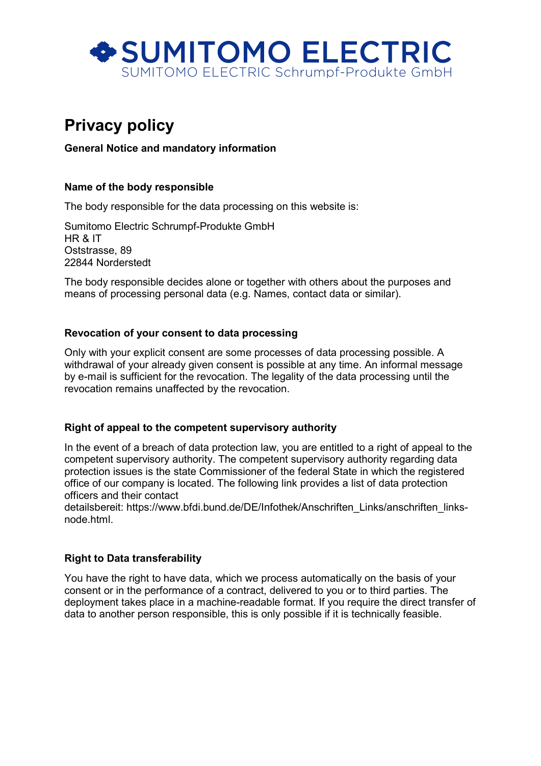SUMITOMO ELECTRIC
SUMITOMO ELECTRIC Schrumpf-Produkte GmbH

# Privacy policy

**General Notice and mandatory information**

## Name of the body responsible

The body responsible for the data processing on this website is:

Sumitomo Electric Schrumpf-Produkte GmbH
HR & IT
Oststrasse, 89
22844 Norderstedt

The body responsible decides alone or together with others about the purposes and means of processing personal data (e.g. Names, contact data or similar).

## Revocation of your consent to data processing

Only with your explicit consent are some processes of data processing possible. A withdrawal of your already given consent is possible at any time. An informal message by e-mail is sufficient for the revocation. The legality of the data processing until the revocation remains unaffected by the revocation.

## Right of appeal to the competent supervisory authority

In the event of a breach of data protection law, you are entitled to a right of appeal to the competent supervisory authority. The competent supervisory authority regarding data protection issues is the state Commissioner of the federal State in which the registered office of our company is located. The following link provides a list of data protection officers and their contact detailsbereit: https://www.bfdi.bund.de/DE/Infothek/Anschriften_Links/anschriften_links-node.html.

## Right to Data transferability

You have the right to have data, which we process automatically on the basis of your consent or in the performance of a contract, delivered to you or to third parties. The deployment takes place in a machine-readable format. If you require the direct transfer of data to another person responsible, this is only possible if it is technically feasible.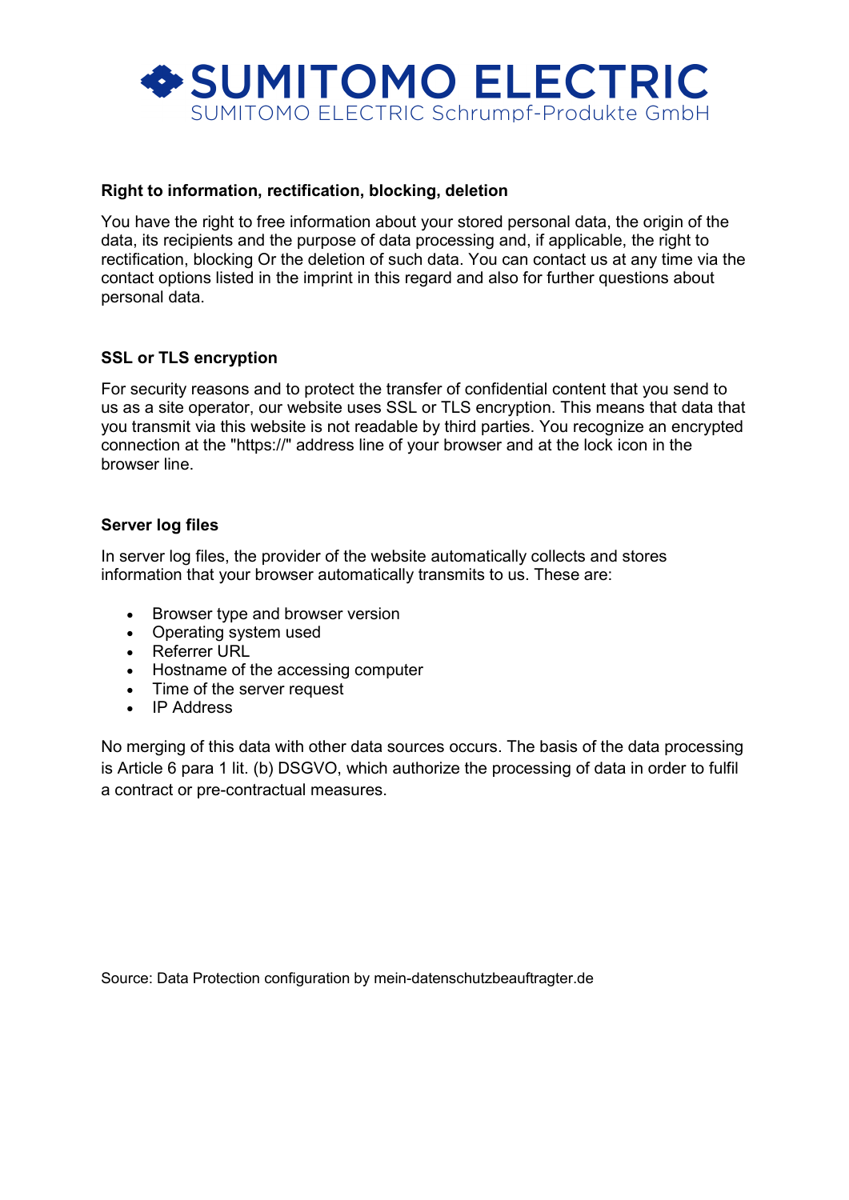### Right to information, rectification, blocking, deletion

You have the right to free information about your stored personal data, the origin of the data, its recipients and the purpose of data processing and, if applicable, the right to rectification, blocking Or the deletion of such data. You can contact us at any time via the contact options listed in the imprint in this regard and also for further questions about personal data.

### SSL or TLS encryption

For security reasons and to protect the transfer of confidential content that you send to us as a site operator, our website uses SSL or TLS encryption. This means that data that you transmit via this website is not readable by third parties. You recognize an encrypted connection at the "https://" address line of your browser and at the lock icon in the browser line.

### Server log files

In server log files, the provider of the website automatically collects and stores information that your browser automatically transmits to us. These are:

- Browser type and browser version
- Operating system used
- Referrer URL
- Hostname of the accessing computer
- Time of the server request
- IP Address

No merging of this data with other data sources occurs. The basis of the data processing is Article 6 para 1 lit. (b) DSGVO, which authorize the processing of data in order to fulfil a contract or pre-contractual measures.

Source: Data Protection configuration by mein-datenschutzbeauftragter.de